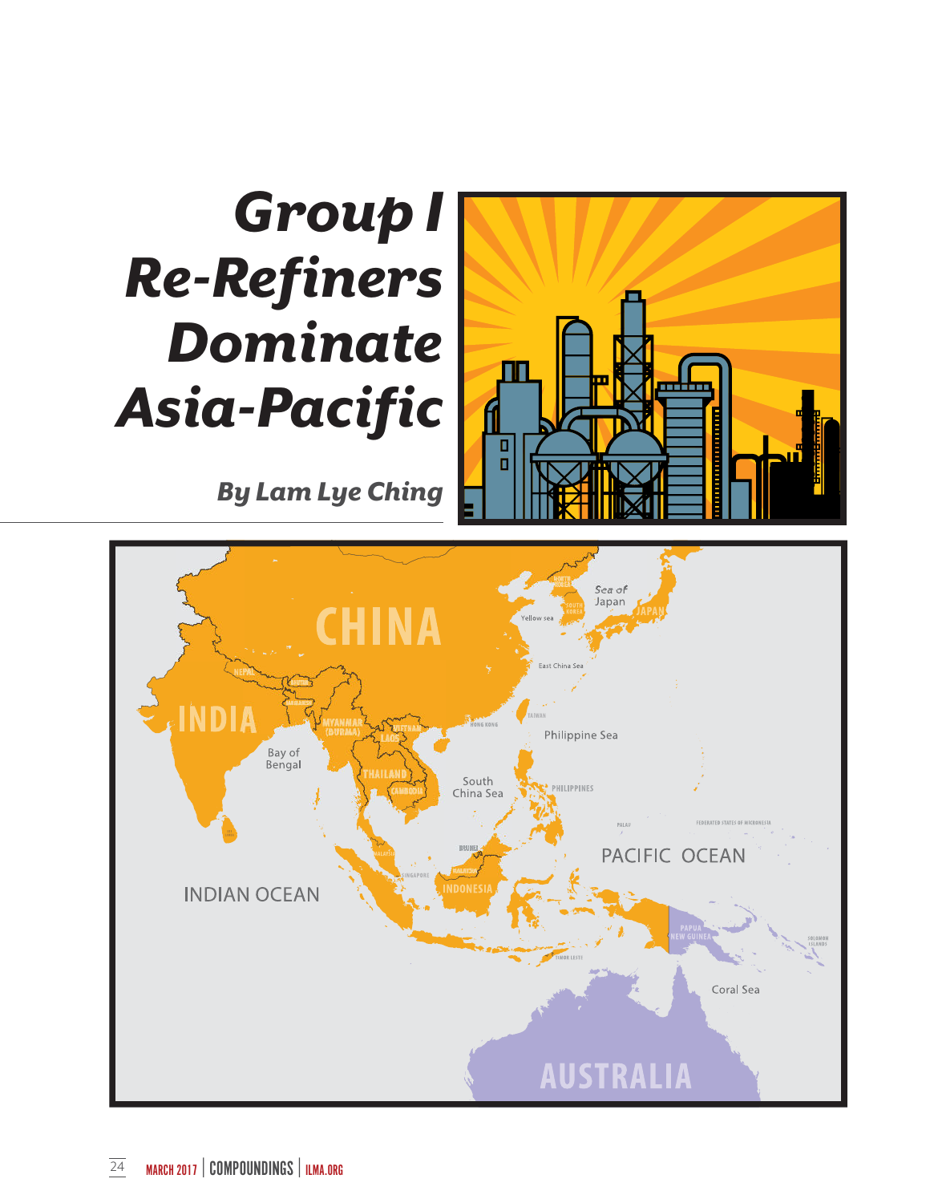# Group I Re-Refiners Dominate Asia-Pacific

***By Lam Lye Ching***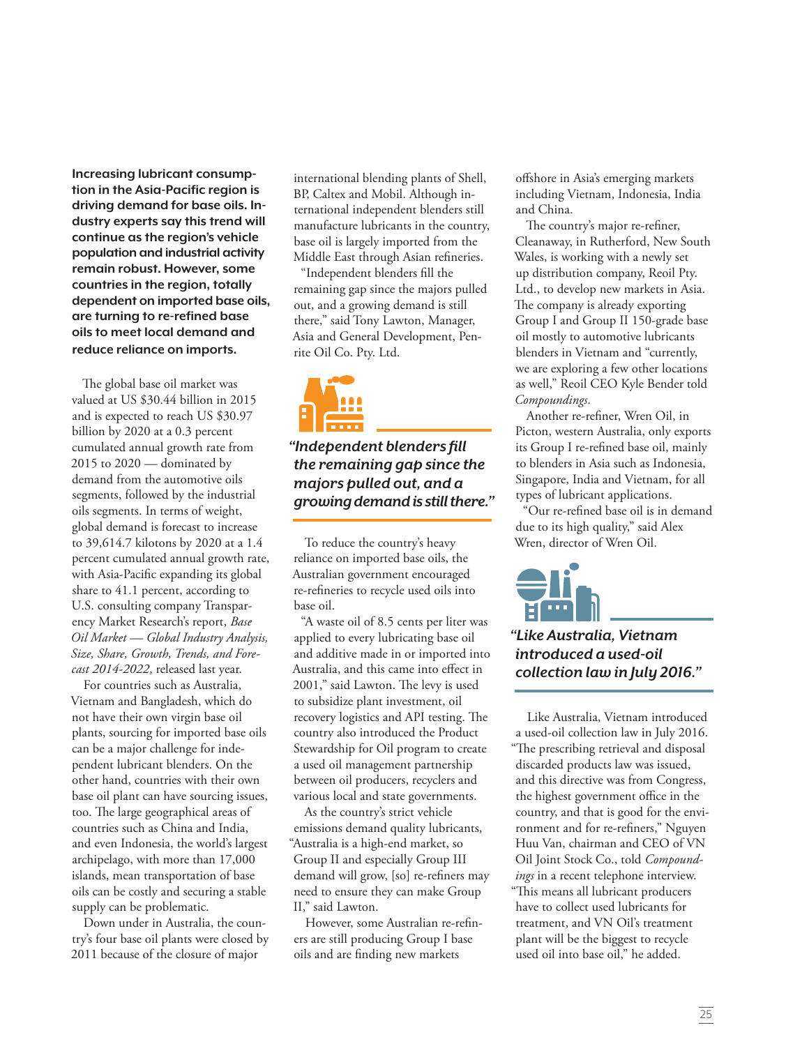**Increasing lubricant consumption in the Asia-Pacific region is driving demand for base oils. Industry experts say this trend will continue as the region's vehicle population and industrial activity remain robust. However, some countries in the region, totally dependent on imported base oils, are turning to re-refined base oils to meet local demand and reduce reliance on imports.**

The global base oil market was valued at US $30.44 billion in 2015 and is expected to reach US $30.97 billion by 2020 at a 0.3 percent cumulated annual growth rate from 2015 to 2020 — dominated by demand from the automotive oils segments, followed by the industrial oils segments. In terms of weight, global demand is forecast to increase to 39,614.7 kilotons by 2020 at a 1.4 percent cumulated annual growth rate, with Asia-Pacific expanding its global share to 41.1 percent, according to U.S. consulting company Transparency Market Research's report, *Base Oil Market — Global Industry Analysis, Size, Share, Growth, Trends, and Forecast 2014-2022*, released last year.

For countries such as Australia, Vietnam and Bangladesh, which do not have their own virgin base oil plants, sourcing for imported base oils can be a major challenge for independent lubricant blenders. On the other hand, countries with their own base oil plant can have sourcing issues, too. The large geographical areas of countries such as China and India, and even Indonesia, the world's largest archipelago, with more than 17,000 islands, mean transportation of base oils can be costly and securing a stable supply can be problematic.

Down under in Australia, the country's four base oil plants were closed by 2011 because of the closure of major international blending plants of Shell, BP, Caltex and Mobil. Although international independent blenders still manufacture lubricants in the country, base oil is largely imported from the Middle East through Asian refineries.

"Independent blenders fill the remaining gap since the majors pulled out, and a growing demand is still there," said Tony Lawton, Manager, Asia and General Development, Penrite Oil Co. Pty. Ltd.

> ***"Independent blenders fill the remaining gap since the majors pulled out, and a growing demand is still there."***

To reduce the country's heavy reliance on imported base oils, the Australian government encouraged re-refineries to recycle used oils into base oil.

"A waste oil of 8.5 cents per liter was applied to every lubricating base oil and additive made in or imported into Australia, and this came into effect in 2001," said Lawton. The levy is used to subsidize plant investment, oil recovery logistics and API testing. The country also introduced the Product Stewardship for Oil program to create a used oil management partnership between oil producers, recyclers and various local and state governments.

As the country's strict vehicle emissions demand quality lubricants, "Australia is a high-end market, so Group II and especially Group III demand will grow, [so] re-refiners may need to ensure they can make Group II," said Lawton.

However, some Australian re-refiners are still producing Group I base oils and are finding new markets offshore in Asia's emerging markets including Vietnam, Indonesia, India and China.

The country's major re-refiner, Cleanaway, in Rutherford, New South Wales, is working with a newly set up distribution company, Reoil Pty. Ltd., to develop new markets in Asia. The company is already exporting Group I and Group II 150-grade base oil mostly to automotive lubricants blenders in Vietnam and "currently, we are exploring a few other locations as well," Reoil CEO Kyle Bender told *Compoundings*.

Another re-refiner, Wren Oil, in Picton, western Australia, only exports its Group I re-refined base oil, mainly to blenders in Asia such as Indonesia, Singapore, India and Vietnam, for all types of lubricant applications.

"Our re-refined base oil is in demand due to its high quality," said Alex Wren, director of Wren Oil.

> ***"Like Australia, Vietnam introduced a used-oil collection law in July 2016."***

Like Australia, Vietnam introduced a used-oil collection law in July 2016. "The prescribing retrieval and disposal discarded products law was issued, and this directive was from Congress, the highest government office in the country, and that is good for the environment and for re-refiners," Nguyen Huu Van, chairman and CEO of VN Oil Joint Stock Co., told *Compoundings* in a recent telephone interview. "This means all lubricant producers have to collect used lubricants for treatment, and VN Oil's treatment plant will be the biggest to recycle used oil into base oil," he added.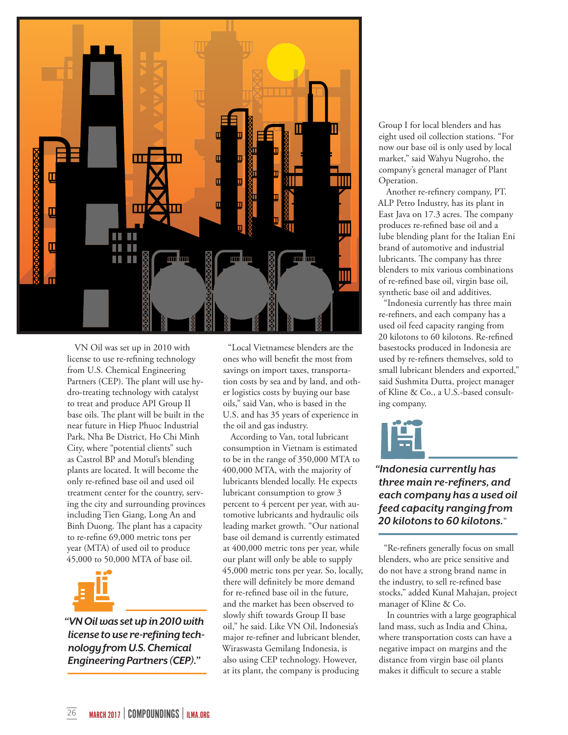VN Oil was set up in 2010 with license to use re-refining technology from U.S. Chemical Engineering Partners (CEP). The plant will use hydro-treating technology with catalyst to treat and produce API Group II base oils. The plant will be built in the near future in Hiep Phuoc Industrial Park, Nha Be District, Ho Chi Minh City, where "potential clients" such as Castrol BP and Motul's blending plants are located. It will become the only re-refined base oil and used oil treatment center for the country, serving the city and surrounding provinces including Tien Giang, Long An and Binh Duong. The plant has a capacity to re-refine 69,000 metric tons per year (MTA) of used oil to produce 45,000 to 50,000 MTA of base oil.

> ***"VN Oil was set up in 2010 with license to use re-refining technology from U.S. Chemical Engineering Partners (CEP)."***

"Local Vietnamese blenders are the ones who will benefit the most from savings on import taxes, transportation costs by sea and by land, and other logistics costs by buying our base oils," said Van, who is based in the U.S. and has 35 years of experience in the oil and gas industry.

According to Van, total lubricant consumption in Vietnam is estimated to be in the range of 350,000 MTA to 400,000 MTA, with the majority of lubricants blended locally. He expects lubricant consumption to grow 3 percent to 4 percent per year, with automotive lubricants and hydraulic oils leading market growth. "Our national base oil demand is currently estimated at 400,000 metric tons per year, while our plant will only be able to supply 45,000 metric tons per year. So, locally, there will definitely be more demand for re-refined base oil in the future, and the market has been observed to slowly shift towards Group II base oil," he said. Like VN Oil, Indonesia's major re-refiner and lubricant blender, Wiraswasta Gemilang Indonesia, is also using CEP technology. However, at its plant, the company is producing Group I for local blenders and has eight used oil collection stations. "For now our base oil is only used by local market," said Wahyu Nugroho, the company's general manager of Plant Operation.

Another re-refinery company, PT. ALP Petro Industry, has its plant in East Java on 17.3 acres. The company produces re-refined base oil and a lube blending plant for the Italian Eni brand of automotive and industrial lubricants. The company has three blenders to mix various combinations of re-refined base oil, virgin base oil, synthetic base oil and additives.

"Indonesia currently has three main re-refiners, and each company has a used oil feed capacity ranging from 20 kilotons to 60 kilotons. Re-refined basestocks produced in Indonesia are used by re-refiners themselves, sold to small lubricant blenders and exported," said Sushmita Dutta, project manager of Kline & Co., a U.S.-based consulting company.

> ***"Indonesia currently has three main re-refiners, and each company has a used oil feed capacity ranging from 20 kilotons to 60 kilotons."***

"Re-refiners generally focus on small blenders, who are price sensitive and do not have a strong brand name in the industry, to sell re-refined base stocks," added Kunal Mahajan, project manager of Kline & Co.

In countries with a large geographical land mass, such as India and China, where transportation costs can have a negative impact on margins and the distance from virgin base oil plants makes it difficult to secure a stable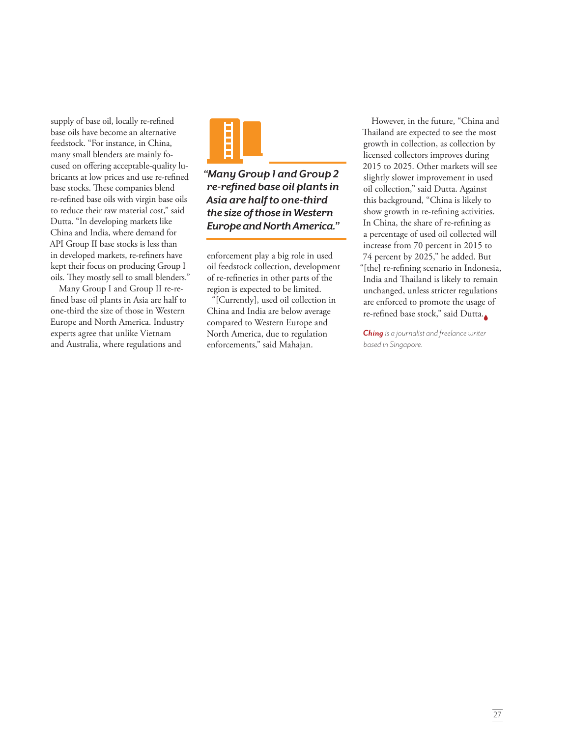supply of base oil, locally re-refined base oils have become an alternative feedstock. "For instance, in China, many small blenders are mainly focused on offering acceptable-quality lubricants at low prices and use re-refined base stocks. These companies blend re-refined base oils with virgin base oils to reduce their raw material cost," said Dutta. "In developing markets like China and India, where demand for API Group II base stocks is less than in developed markets, re-refiners have kept their focus on producing Group I oils. They mostly sell to small blenders."

Many Group I and Group II re-refined base oil plants in Asia are half to one-third the size of those in Western Europe and North America. Industry experts agree that unlike Vietnam and Australia, where regulations and enforcement play a big role in used oil feedstock collection, development of re-refineries in other parts of the region is expected to be limited.

> ***"Many Group 1 and Group 2 re-refined base oil plants in Asia are half to one-third the size of those in Western Europe and North America."***

"[Currently], used oil collection in China and India are below average compared to Western Europe and North America, due to regulation enforcements," said Mahajan.

However, in the future, "China and Thailand are expected to see the most growth in collection, as collection by licensed collectors improves during 2015 to 2025. Other markets will see slightly slower improvement in used oil collection," said Dutta. Against this background, "China is likely to show growth in re-refining activities. In China, the share of re-refining as a percentage of used oil collected will increase from 70 percent in 2015 to 74 percent by 2025," he added. But "[the] re-refining scenario in Indonesia, India and Thailand is likely to remain unchanged, unless stricter regulations are enforced to promote the usage of re-refined base stock," said Dutta.

***Ching** is a journalist and freelance writer based in Singapore.*